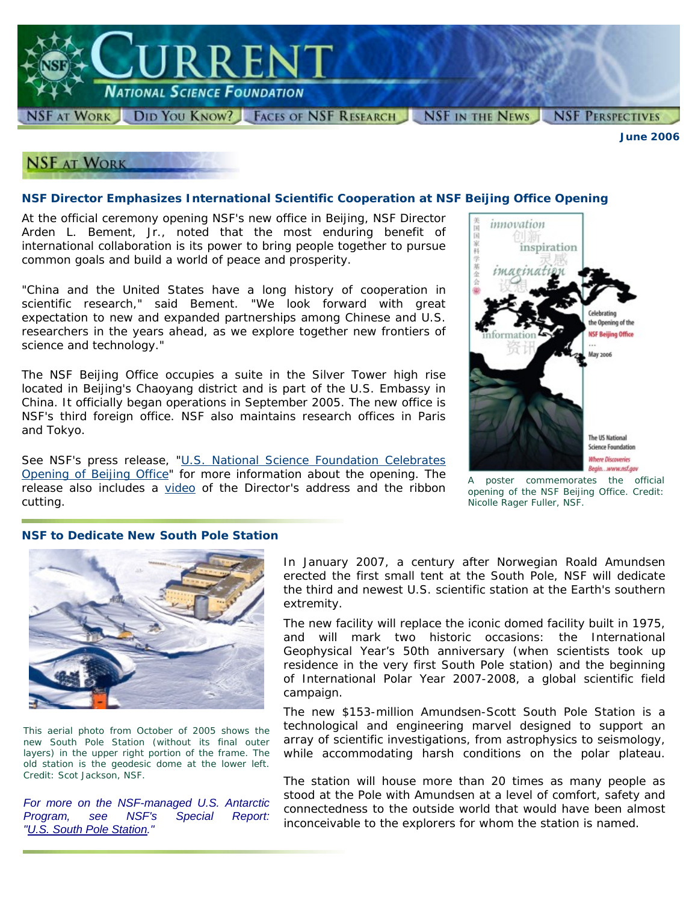# Current — National Science Foundation

NSF at Work | Did You Know? | Faces of NSF Research | NSF in the News | NSF Perspectives

**June 2006**

## NSF at Work

### NSF Director Emphasizes International Scientific Cooperation at NSF Beijing Office Opening

At the official ceremony opening NSF's new office in Beijing, NSF Director Arden L. Bement, Jr., noted that the most enduring benefit of international collaboration is its power to bring people together to pursue common goals and build a world of peace and prosperity.

"China and the United States have a long history of cooperation in scientific research," said Bement. "We look forward with great expectation to new and expanded partnerships among Chinese and U.S. researchers in the years ahead, as we explore together new frontiers of science and technology."

The NSF Beijing Office occupies a suite in the Silver Tower high rise located in Beijing's Chaoyang district and is part of the U.S. Embassy in China. It officially began operations in September 2005. The new office is NSF's third foreign office. NSF also maintains research offices in Paris and Tokyo.

See NSF's press release, "U.S. National Science Foundation Celebrates Opening of Beijing Office" for more information about the opening. The release also includes a video of the Director's address and the ribbon cutting.

A poster commemorates the official opening of the NSF Beijing Office. Credit: Nicolle Rager Fuller, NSF.

### NSF to Dedicate New South Pole Station

In January 2007, a century after Norwegian Roald Amundsen erected the first small tent at the South Pole, NSF will dedicate the third and newest U.S. scientific station at the Earth's southern extremity.

The new facility will replace the iconic domed facility built in 1975, and will mark two historic occasions: the International Geophysical Year's 50th anniversary (when scientists took up residence in the very first South Pole station) and the beginning of International Polar Year 2007-2008, a global scientific field campaign.

The new $153-million Amundsen-Scott South Pole Station is a technological and engineering marvel designed to support an array of scientific investigations, from astrophysics to seismology, while accommodating harsh conditions on the polar plateau.

The station will house more than 20 times as many people as stood at the Pole with Amundsen at a level of comfort, safety and connectedness to the outside world that would have been almost inconceivable to the explorers for whom the station is named.

This aerial photo from October of 2005 shows the new South Pole Station (without its final outer layers) in the upper right portion of the frame. The old station is the geodesic dome at the lower left. Credit: Scot Jackson, NSF.

*For more on the NSF-managed U.S. Antarctic Program, see NSF's Special Report: "U.S. South Pole Station."*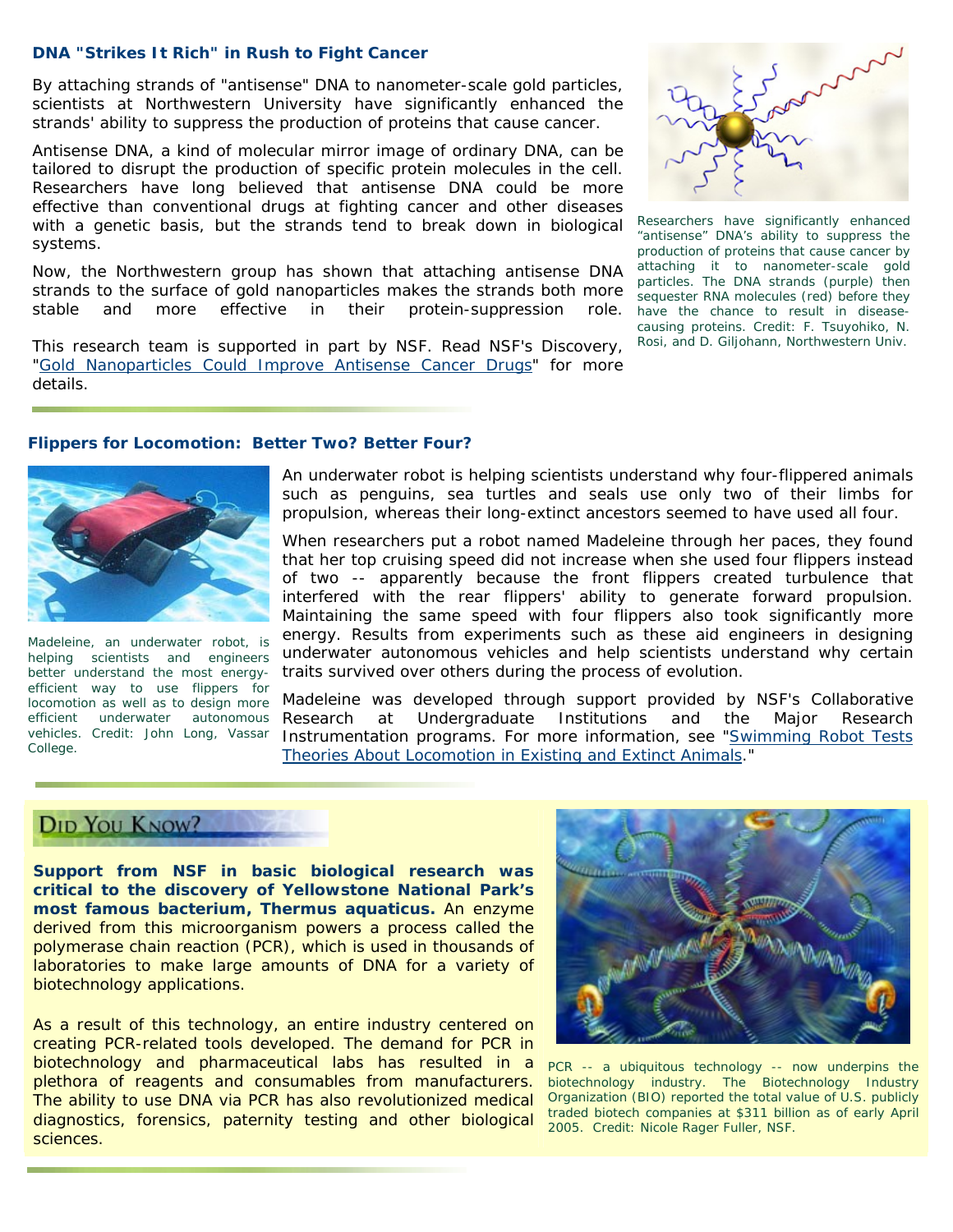### DNA "Strikes It Rich" in Rush to Fight Cancer

By attaching strands of "antisense" DNA to nanometer-scale gold particles, scientists at Northwestern University have significantly enhanced the strands' ability to suppress the production of proteins that cause cancer.

Antisense DNA, a kind of molecular mirror image of ordinary DNA, can be tailored to disrupt the production of specific protein molecules in the cell. Researchers have long believed that antisense DNA could be more effective than conventional drugs at fighting cancer and other diseases with a genetic basis, but the strands tend to break down in biological systems.

Now, the Northwestern group has shown that attaching antisense DNA strands to the surface of gold nanoparticles makes the strands both more stable and more effective in their protein-suppression role.

This research team is supported in part by NSF. Read NSF's Discovery, "Gold Nanoparticles Could Improve Antisense Cancer Drugs" for more details.

Researchers have significantly enhanced "antisense" DNA's ability to suppress the production of proteins that cause cancer by attaching it to nanometer-scale gold particles. The DNA strands (purple) then sequester RNA molecules (red) before they have the chance to result in disease-causing proteins. Credit: F. Tsuyohiko, N. Rosi, and D. Giljohann, Northwestern Univ.

### Flippers for Locomotion: Better Two? Better Four?

An underwater robot is helping scientists understand why four-flippered animals such as penguins, sea turtles and seals use only two of their limbs for propulsion, whereas their long-extinct ancestors seemed to have used all four.

When researchers put a robot named Madeleine through her paces, they found that her top cruising speed did not increase when she used four flippers instead of two -- apparently because the front flippers created turbulence that interfered with the rear flippers' ability to generate forward propulsion. Maintaining the same speed with four flippers also took significantly more energy. Results from experiments such as these aid engineers in designing underwater autonomous vehicles and help scientists understand why certain traits survived over others during the process of evolution.

Madeleine was developed through support provided by NSF's Collaborative Research at Undergraduate Institutions and the Major Research Instrumentation programs. For more information, see "Swimming Robot Tests Theories About Locomotion in Existing and Extinct Animals."

Madeleine, an underwater robot, is helping scientists and engineers better understand the most energy-efficient way to use flippers for locomotion as well as to design more efficient underwater autonomous vehicles. Credit: John Long, Vassar College.

### Did You Know?

**Support from NSF in basic biological research was critical to the discovery of Yellowstone National Park's most famous bacterium, Thermus aquaticus.** An enzyme derived from this microorganism powers a process called the polymerase chain reaction (PCR), which is used in thousands of laboratories to make large amounts of DNA for a variety of biotechnology applications.

As a result of this technology, an entire industry centered on creating PCR-related tools developed. The demand for PCR in biotechnology and pharmaceutical labs has resulted in a plethora of reagents and consumables from manufacturers. The ability to use DNA via PCR has also revolutionized medical diagnostics, forensics, paternity testing and other biological sciences.

PCR -- a ubiquitous technology -- now underpins the biotechnology industry. The Biotechnology Industry Organization (BIO) reported the total value of U.S. publicly traded biotech companies at $311 billion as of early April 2005. Credit: Nicole Rager Fuller, NSF.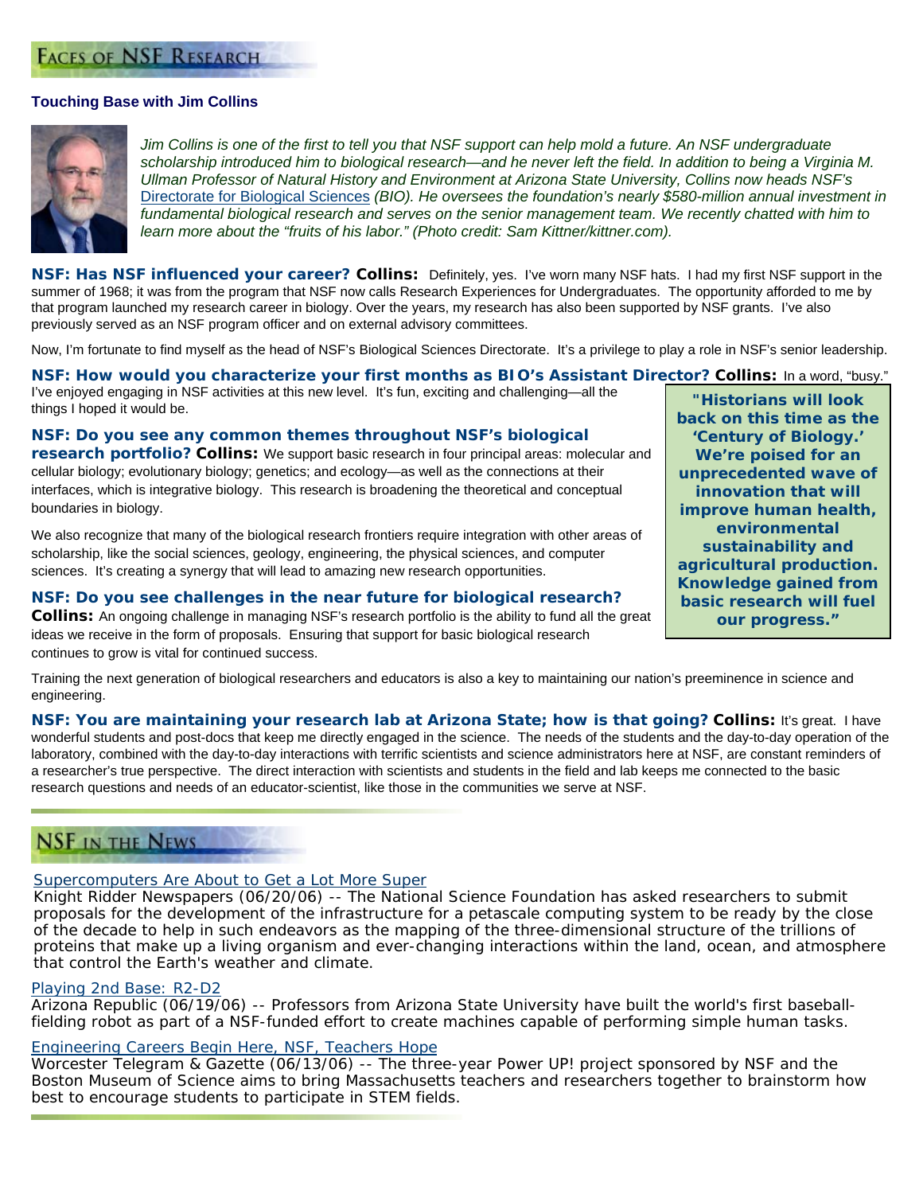## Faces of NSF Research

### Touching Base with Jim Collins

*Jim Collins is one of the first to tell you that NSF support can help mold a future. An NSF undergraduate scholarship introduced him to biological research—and he never left the field. In addition to being a Virginia M. Ullman Professor of Natural History and Environment at Arizona State University, Collins now heads NSF's* Directorate for Biological Sciences *(BIO). He oversees the foundation's nearly $580-million annual investment in fundamental biological research and serves on the senior management team. We recently chatted with him to learn more about the "fruits of his labor." (Photo credit: Sam Kittner/kittner.com).*

**NSF: Has NSF influenced your career? Collins:** Definitely, yes. I've worn many NSF hats. I had my first NSF support in the summer of 1968; it was from the program that NSF now calls Research Experiences for Undergraduates. The opportunity afforded to me by that program launched my research career in biology. Over the years, my research has also been supported by NSF grants. I've also previously served as an NSF program officer and on external advisory committees.

Now, I'm fortunate to find myself as the head of NSF's Biological Sciences Directorate. It's a privilege to play a role in NSF's senior leadership.

**NSF: How would you characterize your first months as BIO's Assistant Director? Collins:** In a word, "busy." I've enjoyed engaging in NSF activities at this new level. It's fun, exciting and challenging—all the things I hoped it would be.

**NSF: Do you see any common themes throughout NSF's biological research portfolio? Collins:** We support basic research in four principal areas: molecular and cellular biology; evolutionary biology; genetics; and ecology—as well as the connections at their interfaces, which is integrative biology. This research is broadening the theoretical and conceptual boundaries in biology.

We also recognize that many of the biological research frontiers require integration with other areas of scholarship, like the social sciences, geology, engineering, the physical sciences, and computer sciences. It's creating a synergy that will lead to amazing new research opportunities.

**NSF: Do you see challenges in the near future for biological research? Collins:** An ongoing challenge in managing NSF's research portfolio is the ability to fund all the great ideas we receive in the form of proposals. Ensuring that support for basic biological research continues to grow is vital for continued success.

Training the next generation of biological researchers and educators is also a key to maintaining our nation's preeminence in science and engineering.

**"Historians will look back on this time as the 'Century of Biology.' We're poised for an unprecedented wave of innovation that will improve human health, environmental sustainability and agricultural production. Knowledge gained from basic research will fuel our progress."**

**NSF: You are maintaining your research lab at Arizona State; how is that going? Collins:** It's great. I have wonderful students and post-docs that keep me directly engaged in the science. The needs of the students and the day-to-day operation of the laboratory, combined with the day-to-day interactions with terrific scientists and science administrators here at NSF, are constant reminders of a researcher's true perspective. The direct interaction with scientists and students in the field and lab keeps me connected to the basic research questions and needs of an educator-scientist, like those in the communities we serve at NSF.

## NSF in the News

Supercomputers Are About to Get a Lot More Super
Knight Ridder Newspapers (06/20/06) -- The National Science Foundation has asked researchers to submit proposals for the development of the infrastructure for a petascale computing system to be ready by the close of the decade to help in such endeavors as the mapping of the three-dimensional structure of the trillions of proteins that make up a living organism and ever-changing interactions within the land, ocean, and atmosphere that control the Earth's weather and climate.

Playing 2nd Base: R2-D2
Arizona Republic (06/19/06) -- Professors from Arizona State University have built the world's first baseball-fielding robot as part of a NSF-funded effort to create machines capable of performing simple human tasks.

Engineering Careers Begin Here, NSF, Teachers Hope
Worcester Telegram & Gazette (06/13/06) -- The three-year Power UP! project sponsored by NSF and the Boston Museum of Science aims to bring Massachusetts teachers and researchers together to brainstorm how best to encourage students to participate in STEM fields.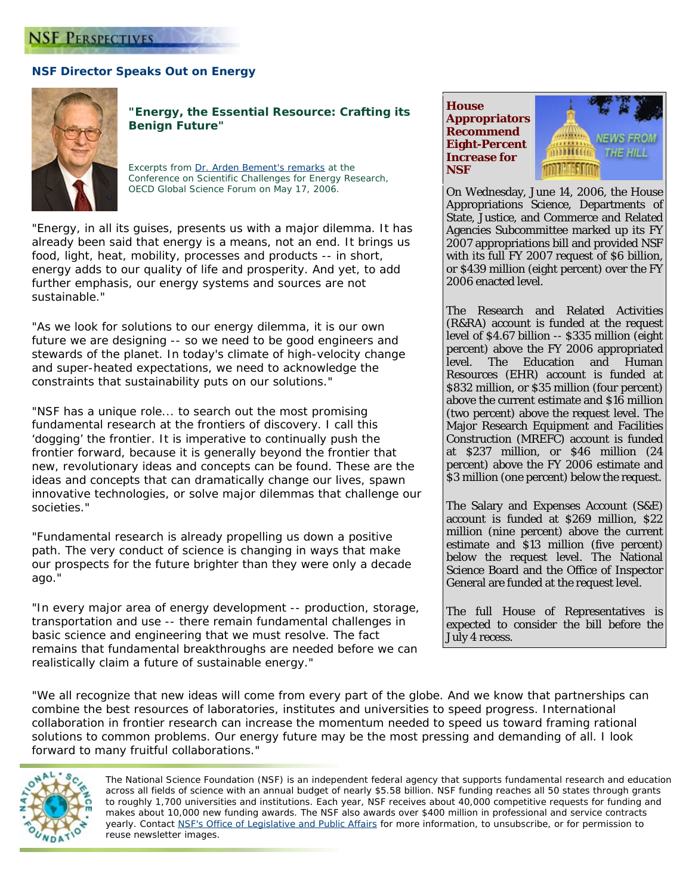NSF Perspectives

## NSF Director Speaks Out on Energy

### "Energy, the Essential Resource: Crafting its Benign Future"

Excerpts from Dr. Arden Bement's remarks at the Conference on Scientific Challenges for Energy Research, OECD Global Science Forum on May 17, 2006.

"Energy, in all its guises, presents us with a major dilemma. It has already been said that energy is a means, not an end. It brings us food, light, heat, mobility, processes and products -- in short, energy adds to our quality of life and prosperity. And yet, to add further emphasis, our energy systems and sources are not sustainable."

"As we look for solutions to our energy dilemma, it is our own future we are designing -- so we need to be good engineers and stewards of the planet. In today's climate of high-velocity change and super-heated expectations, we need to acknowledge the constraints that sustainability puts on our solutions."

"NSF has a unique role... to search out the most promising fundamental research at the frontiers of discovery. I call this 'dogging' the frontier. It is imperative to continually push the frontier forward, because it is generally beyond the frontier that new, revolutionary ideas and concepts can be found. These are the ideas and concepts that can dramatically change our lives, spawn innovative technologies, or solve major dilemmas that challenge our societies."

"Fundamental research is already propelling us down a positive path. The very conduct of science is changing in ways that make our prospects for the future brighter than they were only a decade ago."

"In every major area of energy development -- production, storage, transportation and use -- there remain fundamental challenges in basic science and engineering that we must resolve. The fact remains that fundamental breakthroughs are needed before we can realistically claim a future of sustainable energy."

"We all recognize that new ideas will come from every part of the globe. And we know that partnerships can combine the best resources of laboratories, institutes and universities to speed progress. International collaboration in frontier research can increase the momentum needed to speed us toward framing rational solutions to common problems. Our energy future may be the most pressing and demanding of all. I look forward to many fruitful collaborations."

### House Appropriators Recommend Eight-Percent Increase for NSF

NEWS FROM THE HILL

On Wednesday, June 14, 2006, the House Appropriations Science, Departments of State, Justice, and Commerce and Related Agencies Subcommittee marked up its FY 2007 appropriations bill and provided NSF with its full FY 2007 request of $6 billion, or $439 million (eight percent) over the FY 2006 enacted level.

The Research and Related Activities (R&RA) account is funded at the request level of $4.67 billion -- $335 million (eight percent) above the FY 2006 appropriated level. The Education and Human Resources (EHR) account is funded at $832 million, or $35 million (four percent) above the current estimate and $16 million (two percent) above the request level. The Major Research Equipment and Facilities Construction (MREFC) account is funded at $237 million, or $46 million (24 percent) above the FY 2006 estimate and $3 million (one percent) below the request.

The Salary and Expenses Account (S&E) account is funded at $269 million, $22 million (nine percent) above the current estimate and $13 million (five percent) below the request level. The National Science Board and the Office of Inspector General are funded at the request level.

The full House of Representatives is expected to consider the bill before the July 4 recess.

---

The National Science Foundation (NSF) is an independent federal agency that supports fundamental research and education across all fields of science with an annual budget of nearly $5.58 billion. NSF funding reaches all 50 states through grants to roughly 1,700 universities and institutions. Each year, NSF receives about 40,000 competitive requests for funding and makes about 10,000 new funding awards. The NSF also awards over $400 million in professional and service contracts yearly. Contact NSF's Office of Legislative and Public Affairs for more information, to unsubscribe, or for permission to reuse newsletter images.